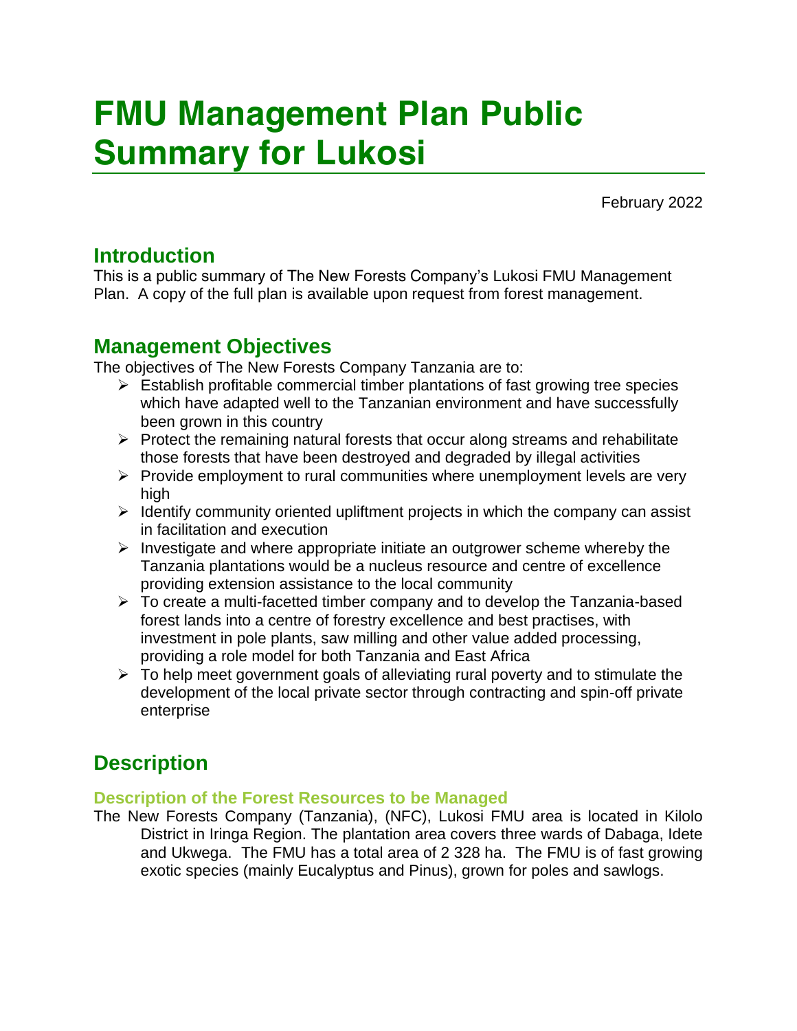# FMU Management Plan Public Summary for Lukosi

February 2022

## Introduction

This is a public summary of The New Forests Company's Lukosi FMU Management Plan. A copy of the full plan is available upon request from forest management.

## Management Objectives

The objectives of The New Forests Company Tanzania are to:

- Establish profitable commercial timber plantations of fast growing tree species which have adapted well to the Tanzanian environment and have successfully been grown in this country
- Protect the remaining natural forests that occur along streams and rehabilitate those forests that have been destroyed and degraded by illegal activities
- Provide employment to rural communities where unemployment levels are very high
- Identify community oriented upliftment projects in which the company can assist in facilitation and execution
- Investigate and where appropriate initiate an outgrower scheme whereby the Tanzania plantations would be a nucleus resource and centre of excellence providing extension assistance to the local community
- To create a multi-facetted timber company and to develop the Tanzania-based forest lands into a centre of forestry excellence and best practises, with investment in pole plants, saw milling and other value added processing, providing a role model for both Tanzania and East Africa
- To help meet government goals of alleviating rural poverty and to stimulate the development of the local private sector through contracting and spin-off private enterprise

## Description

### Description of the Forest Resources to be Managed

The New Forests Company (Tanzania), (NFC), Lukosi FMU area is located in Kilolo District in Iringa Region. The plantation area covers three wards of Dabaga, Idete and Ukwega. The FMU has a total area of 2 328 ha. The FMU is of fast growing exotic species (mainly Eucalyptus and Pinus), grown for poles and sawlogs.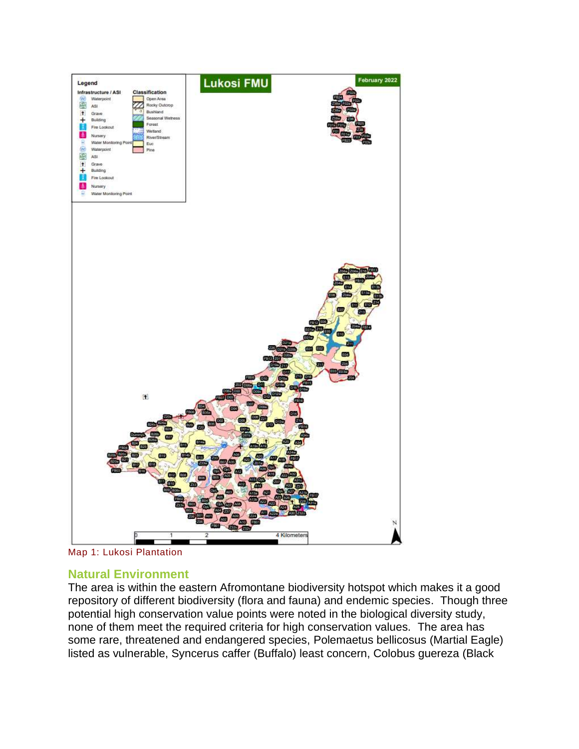Map 1: Lukosi Plantation

## Natural Environment

The area is within the eastern Afromontane biodiversity hotspot which makes it a good repository of different biodiversity (flora and fauna) and endemic species. Though three potential high conservation value points were noted in the biological diversity study, none of them meet the required criteria for high conservation values. The area has some rare, threatened and endangered species, Polemaetus bellicosus (Martial Eagle) listed as vulnerable, Syncerus caffer (Buffalo) least concern, Colobus guereza (Black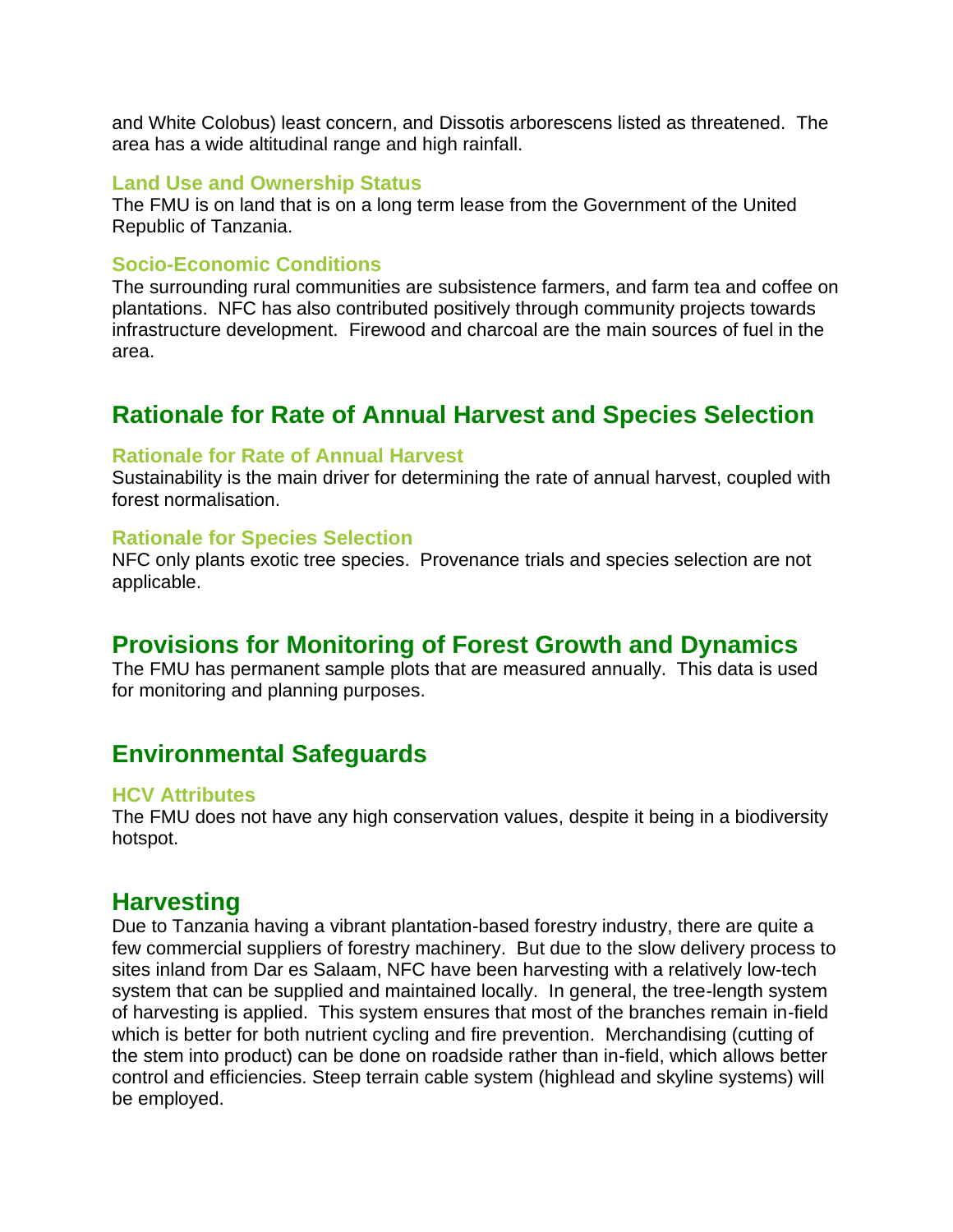and White Colobus) least concern, and Dissotis arborescens listed as threatened. The area has a wide altitudinal range and high rainfall.

### Land Use and Ownership Status

The FMU is on land that is on a long term lease from the Government of the United Republic of Tanzania.

### Socio-Economic Conditions

The surrounding rural communities are subsistence farmers, and farm tea and coffee on plantations. NFC has also contributed positively through community projects towards infrastructure development. Firewood and charcoal are the main sources of fuel in the area.

## Rationale for Rate of Annual Harvest and Species Selection

### Rationale for Rate of Annual Harvest

Sustainability is the main driver for determining the rate of annual harvest, coupled with forest normalisation.

### Rationale for Species Selection

NFC only plants exotic tree species. Provenance trials and species selection are not applicable.

## Provisions for Monitoring of Forest Growth and Dynamics

The FMU has permanent sample plots that are measured annually. This data is used for monitoring and planning purposes.

## Environmental Safeguards

### HCV Attributes

The FMU does not have any high conservation values, despite it being in a biodiversity hotspot.

## Harvesting

Due to Tanzania having a vibrant plantation-based forestry industry, there are quite a few commercial suppliers of forestry machinery. But due to the slow delivery process to sites inland from Dar es Salaam, NFC have been harvesting with a relatively low-tech system that can be supplied and maintained locally. In general, the tree-length system of harvesting is applied. This system ensures that most of the branches remain in-field which is better for both nutrient cycling and fire prevention. Merchandising (cutting of the stem into product) can be done on roadside rather than in-field, which allows better control and efficiencies. Steep terrain cable system (highlead and skyline systems) will be employed.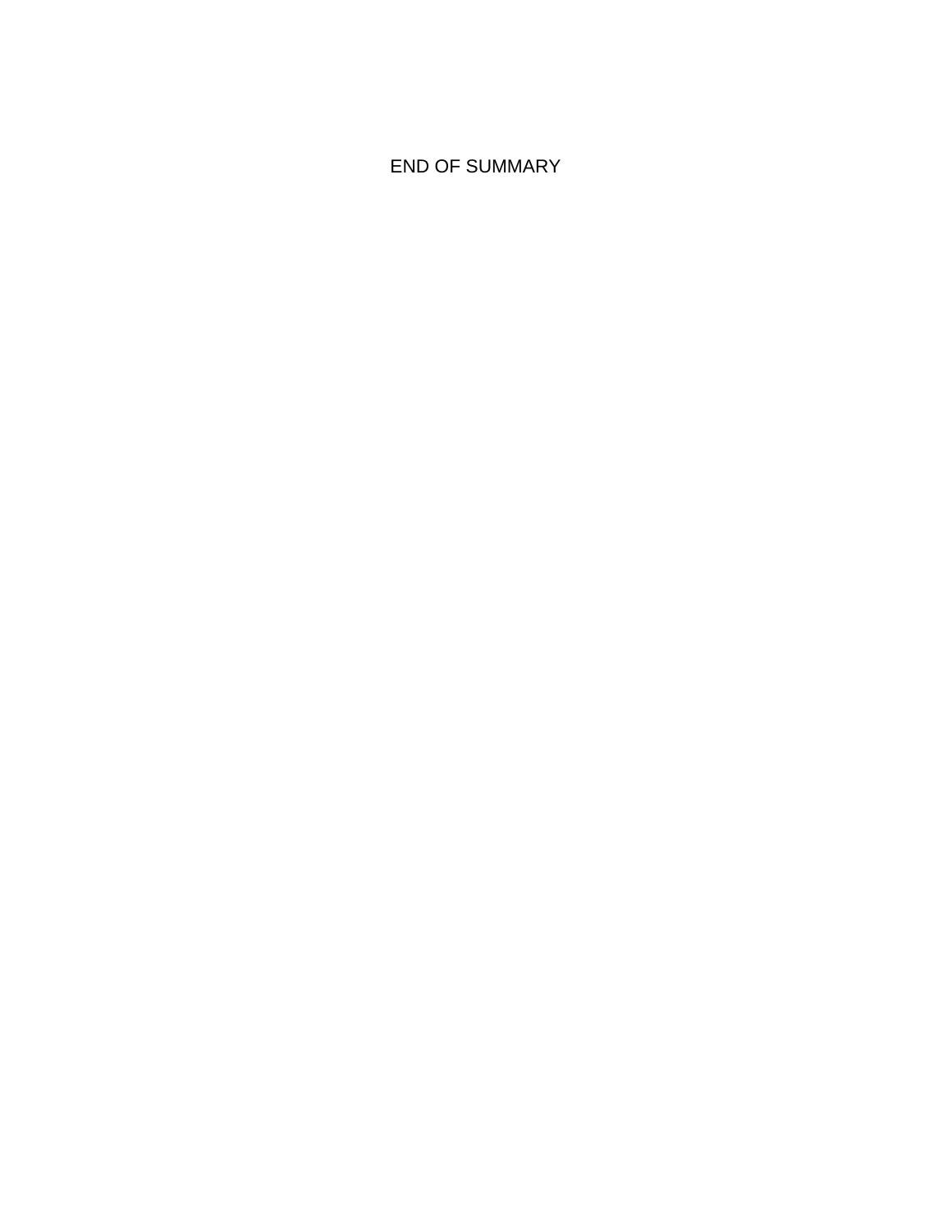END OF SUMMARY